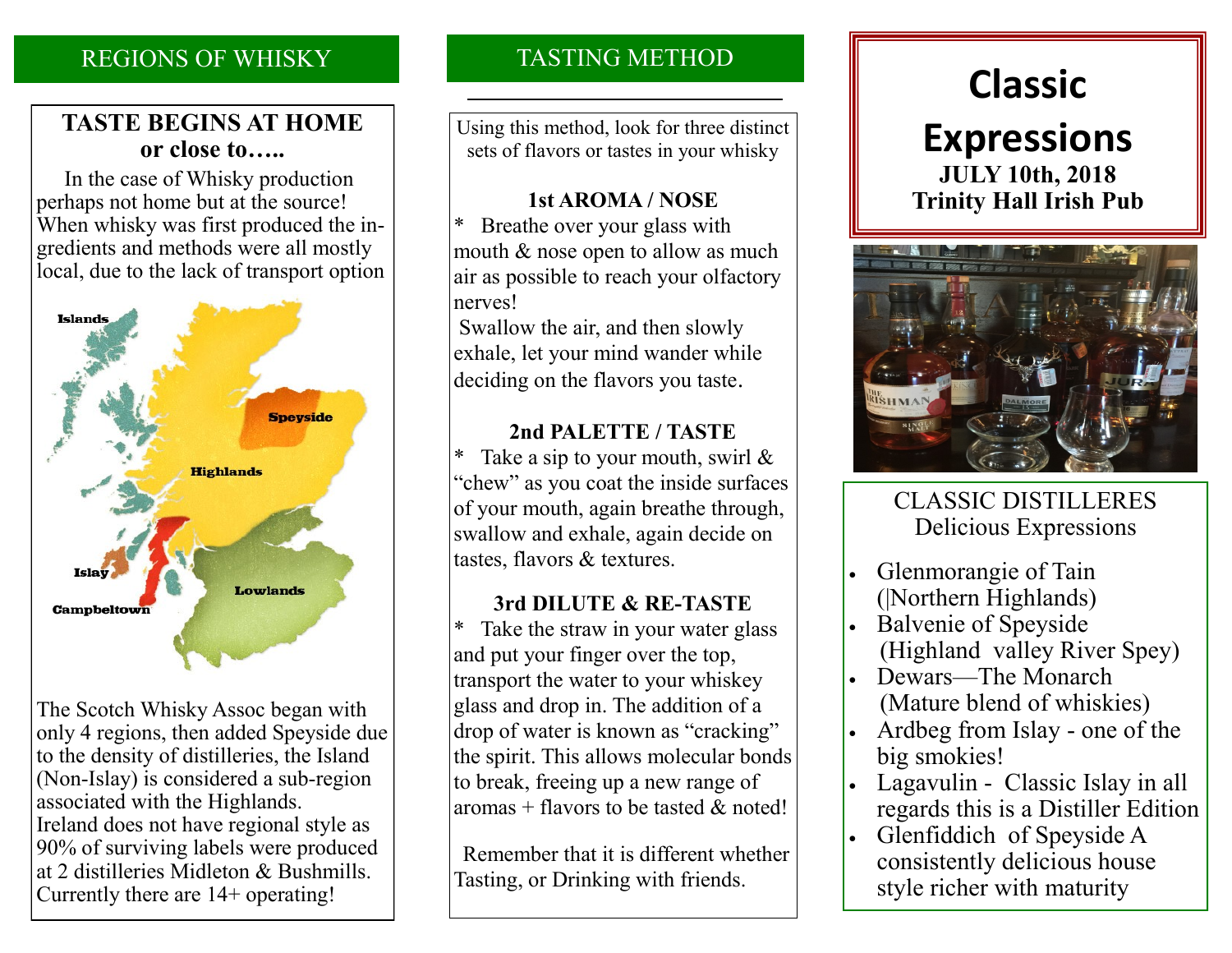## REGIONS OF WHISKY

### TASTE BEGINS AT HOME or close to…..

In the case of Whisky production perhaps not home but at the source! When whisky was first produced the ingredients and methods were all mostly local, due to the lack of transport option

Islands

Speyside

Highlands

Islay

Lowlands

Campbeltown

The Scotch Whisky Assoc began with only 4 regions, then added Speyside due to the density of distilleries, the Island (Non-Islay) is considered a sub-region associated with the Highlands. Ireland does not have regional style as 90% of surviving labels were produced at 2 distilleries Midleton & Bushmills. Currently there are 14+ operating!

## TASTING METHOD

Using this method, look for three distinct sets of flavors or tastes in your whisky

### 1st AROMA / NOSE

* Breathe over your glass with mouth & nose open to allow as much air as possible to reach your olfactory nerves!
Swallow the air, and then slowly exhale, let your mind wander while deciding on the flavors you taste.

### 2nd PALETTE / TASTE

* Take a sip to your mouth, swirl & "chew" as you coat the inside surfaces of your mouth, again breathe through, swallow and exhale, again decide on tastes, flavors & textures.

### 3rd DILUTE & RE-TASTE

* Take the straw in your water glass and put your finger over the top, transport the water to your whiskey glass and drop in. The addition of a drop of water is known as "cracking" the spirit. This allows molecular bonds to break, freeing up a new range of aromas + flavors to be tasted & noted!

Remember that it is different whether Tasting, or Drinking with friends.

# Classic Expressions

**JULY 10th, 2018**
**Trinity Hall Irish Pub**

## CLASSIC DISTILLERES
Delicious Expressions

- Glenmorangie of Tain (|Northern Highlands)
- Balvenie of Speyside (Highland valley River Spey)
- Dewars—The Monarch (Mature blend of whiskies)
- Ardbeg from Islay - one of the big smokies!
- Lagavulin - Classic Islay in all regards this is a Distiller Edition
- Glenfiddich of Speyside A consistently delicious house style richer with maturity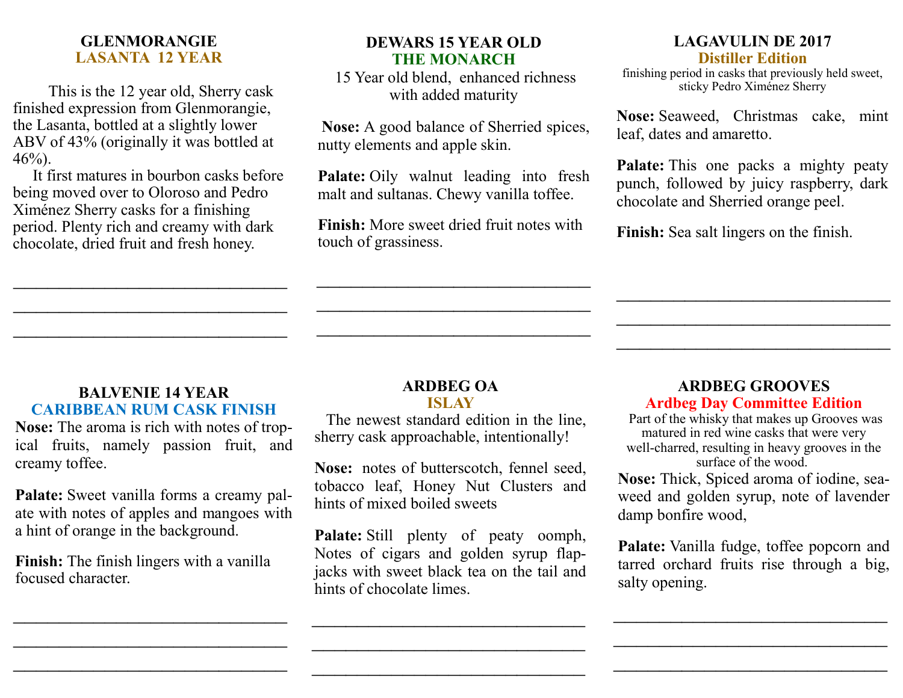## GLENMORANGIE
### LASANTA 12 YEAR

This is the 12 year old, Sherry cask finished expression from Glenmorangie, the Lasanta, bottled at a slightly lower ABV of 43% (originally it was bottled at 46%).

It first matures in bourbon casks before being moved over to Oloroso and Pedro Ximénez Sherry casks for a finishing period. Plenty rich and creamy with dark chocolate, dried fruit and fresh honey.

\_\_\_\_\_\_\_\_\_\_\_\_\_\_\_\_\_\_\_\_\_\_\_\_\_\_\_\_\_\_\_\_\_\_

\_\_\_\_\_\_\_\_\_\_\_\_\_\_\_\_\_\_\_\_\_\_\_\_\_\_\_\_\_\_\_\_\_\_

\_\_\_\_\_\_\_\_\_\_\_\_\_\_\_\_\_\_\_\_\_\_\_\_\_\_\_\_\_\_\_\_\_\_

## DEWARS 15 YEAR OLD
### THE MONARCH

15 Year old blend, enhanced richness with added maturity

**Nose:** A good balance of Sherried spices, nutty elements and apple skin.

**Palate:** Oily walnut leading into fresh malt and sultanas. Chewy vanilla toffee.

**Finish:** More sweet dried fruit notes with touch of grassiness.

\_\_\_\_\_\_\_\_\_\_\_\_\_\_\_\_\_\_\_\_\_\_\_\_\_\_\_\_\_\_\_\_\_\_

\_\_\_\_\_\_\_\_\_\_\_\_\_\_\_\_\_\_\_\_\_\_\_\_\_\_\_\_\_\_\_\_\_\_

\_\_\_\_\_\_\_\_\_\_\_\_\_\_\_\_\_\_\_\_\_\_\_\_\_\_\_\_\_\_\_\_\_\_

## LAGAVULIN DE 2017
### Distiller Edition

finishing period in casks that previously held sweet, sticky Pedro Ximénez Sherry

**Nose:** Seaweed, Christmas cake, mint leaf, dates and amaretto.

**Palate:** This one packs a mighty peaty punch, followed by juicy raspberry, dark chocolate and Sherried orange peel.

**Finish:** Sea salt lingers on the finish.

\_\_\_\_\_\_\_\_\_\_\_\_\_\_\_\_\_\_\_\_\_\_\_\_\_\_\_\_\_\_\_\_\_\_

\_\_\_\_\_\_\_\_\_\_\_\_\_\_\_\_\_\_\_\_\_\_\_\_\_\_\_\_\_\_\_\_\_\_

\_\_\_\_\_\_\_\_\_\_\_\_\_\_\_\_\_\_\_\_\_\_\_\_\_\_\_\_\_\_\_\_\_\_

## BALVENIE 14 YEAR
### CARIBBEAN RUM CASK FINISH

**Nose:** The aroma is rich with notes of tropical fruits, namely passion fruit, and creamy toffee.

**Palate:** Sweet vanilla forms a creamy palate with notes of apples and mangoes with a hint of orange in the background.

**Finish:** The finish lingers with a vanilla focused character.

\_\_\_\_\_\_\_\_\_\_\_\_\_\_\_\_\_\_\_\_\_\_\_\_\_\_\_\_\_\_\_\_\_\_

\_\_\_\_\_\_\_\_\_\_\_\_\_\_\_\_\_\_\_\_\_\_\_\_\_\_\_\_\_\_\_\_\_\_

\_\_\_\_\_\_\_\_\_\_\_\_\_\_\_\_\_\_\_\_\_\_\_\_\_\_\_\_\_\_\_\_\_\_

## ARDBEG OA
### ISLAY

The newest standard edition in the line, sherry cask approachable, intentionally!

**Nose:** notes of butterscotch, fennel seed, tobacco leaf, Honey Nut Clusters and hints of mixed boiled sweets

**Palate:** Still plenty of peaty oomph, Notes of cigars and golden syrup flapjacks with sweet black tea on the tail and hints of chocolate limes.

\_\_\_\_\_\_\_\_\_\_\_\_\_\_\_\_\_\_\_\_\_\_\_\_\_\_\_\_\_\_\_\_\_\_

\_\_\_\_\_\_\_\_\_\_\_\_\_\_\_\_\_\_\_\_\_\_\_\_\_\_\_\_\_\_\_\_\_\_

\_\_\_\_\_\_\_\_\_\_\_\_\_\_\_\_\_\_\_\_\_\_\_\_\_\_\_\_\_\_\_\_\_\_

## ARDBEG GROOVES
### Ardbeg Day Committee Edition

Part of the whisky that makes up Grooves was matured in red wine casks that were very well-charred, resulting in heavy grooves in the surface of the wood.

**Nose:** Thick, Spiced aroma of iodine, seaweed and golden syrup, note of lavender damp bonfire wood,

**Palate:** Vanilla fudge, toffee popcorn and tarred orchard fruits rise through a big, salty opening.

\_\_\_\_\_\_\_\_\_\_\_\_\_\_\_\_\_\_\_\_\_\_\_\_\_\_\_\_\_\_\_\_\_\_

\_\_\_\_\_\_\_\_\_\_\_\_\_\_\_\_\_\_\_\_\_\_\_\_\_\_\_\_\_\_\_\_\_\_

\_\_\_\_\_\_\_\_\_\_\_\_\_\_\_\_\_\_\_\_\_\_\_\_\_\_\_\_\_\_\_\_\_\_